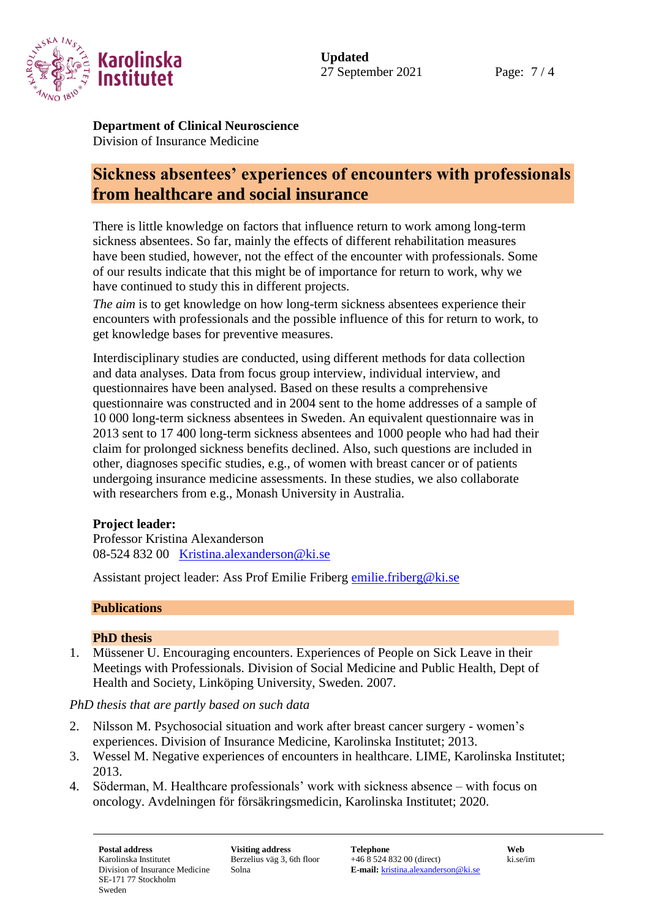**Department of Clinical Neuroscience**
Division of Insurance Medicine

# Sickness absentees' experiences of encounters with professionals from healthcare and social insurance

There is little knowledge on factors that influence return to work among long-term sickness absentees. So far, mainly the effects of different rehabilitation measures have been studied, however, not the effect of the encounter with professionals. Some of our results indicate that this might be of importance for return to work, why we have continued to study this in different projects.

*The aim* is to get knowledge on how long-term sickness absentees experience their encounters with professionals and the possible influence of this for return to work, to get knowledge bases for preventive measures.

Interdisciplinary studies are conducted, using different methods for data collection and data analyses. Data from focus group interview, individual interview, and questionnaires have been analysed. Based on these results a comprehensive questionnaire was constructed and in 2004 sent to the home addresses of a sample of 10 000 long-term sickness absentees in Sweden. An equivalent questionnaire was in 2013 sent to 17 400 long-term sickness absentees and 1000 people who had had their claim for prolonged sickness benefits declined. Also, such questions are included in other, diagnoses specific studies, e.g., of women with breast cancer or of patients undergoing insurance medicine assessments. In these studies, we also collaborate with researchers from e.g., Monash University in Australia.

**Project leader:**
Professor Kristina Alexanderson
08-524 832 00 Kristina.alexanderson@ki.se

Assistant project leader: Ass Prof Emilie Friberg emilie.friberg@ki.se

## Publications

### PhD thesis

1. Müssener U. Encouraging encounters. Experiences of People on Sick Leave in their Meetings with Professionals. Division of Social Medicine and Public Health, Dept of Health and Society, Linköping University, Sweden. 2007.

*PhD thesis that are partly based on such data*

2. Nilsson M. Psychosocial situation and work after breast cancer surgery - women's experiences. Division of Insurance Medicine, Karolinska Institutet; 2013.
3. Wessel M. Negative experiences of encounters in healthcare. LIME, Karolinska Institutet; 2013.
4. Söderman, M. Healthcare professionals' work with sickness absence – with focus on oncology. Avdelningen för försäkringsmedicin, Karolinska Institutet; 2020.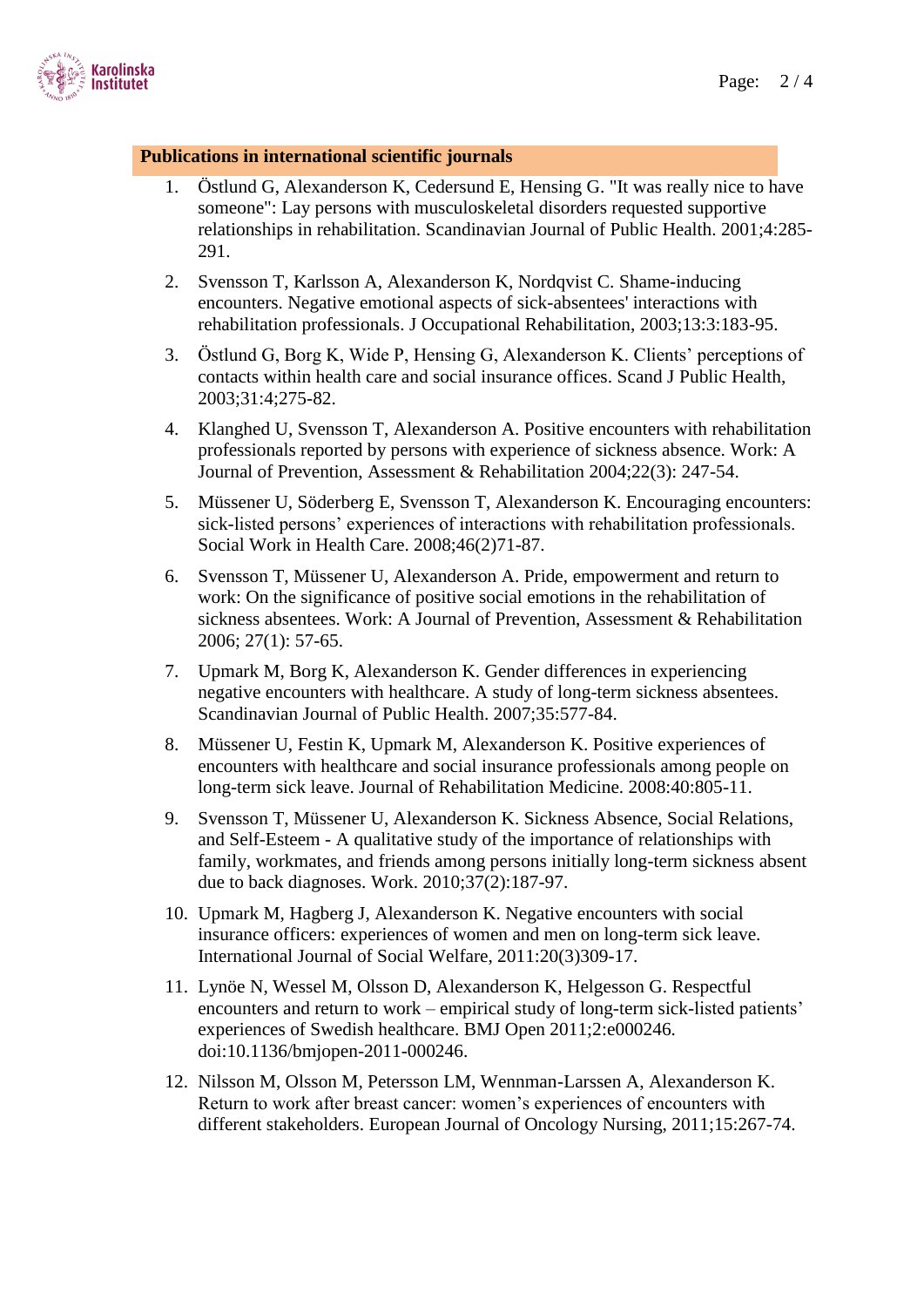## Publications in international scientific journals

1. Östlund G, Alexanderson K, Cedersund E, Hensing G. "It was really nice to have someone": Lay persons with musculoskeletal disorders requested supportive relationships in rehabilitation. Scandinavian Journal of Public Health. 2001;4:285-291.
2. Svensson T, Karlsson A, Alexanderson K, Nordqvist C. Shame-inducing encounters. Negative emotional aspects of sick-absentees' interactions with rehabilitation professionals. J Occupational Rehabilitation, 2003;13:3:183-95.
3. Östlund G, Borg K, Wide P, Hensing G, Alexanderson K. Clients' perceptions of contacts within health care and social insurance offices. Scand J Public Health, 2003;31:4;275-82.
4. Klanghed U, Svensson T, Alexanderson A. Positive encounters with rehabilitation professionals reported by persons with experience of sickness absence. Work: A Journal of Prevention, Assessment & Rehabilitation 2004;22(3): 247-54.
5. Müssener U, Söderberg E, Svensson T, Alexanderson K. Encouraging encounters: sick-listed persons' experiences of interactions with rehabilitation professionals. Social Work in Health Care. 2008;46(2)71-87.
6. Svensson T, Müssener U, Alexanderson A. Pride, empowerment and return to work: On the significance of positive social emotions in the rehabilitation of sickness absentees. Work: A Journal of Prevention, Assessment & Rehabilitation 2006; 27(1): 57-65.
7. Upmark M, Borg K, Alexanderson K. Gender differences in experiencing negative encounters with healthcare. A study of long-term sickness absentees. Scandinavian Journal of Public Health. 2007;35:577-84.
8. Müssener U, Festin K, Upmark M, Alexanderson K. Positive experiences of encounters with healthcare and social insurance professionals among people on long-term sick leave. Journal of Rehabilitation Medicine. 2008:40:805-11.
9. Svensson T, Müssener U, Alexanderson K. Sickness Absence, Social Relations, and Self-Esteem - A qualitative study of the importance of relationships with family, workmates, and friends among persons initially long-term sickness absent due to back diagnoses. Work. 2010;37(2):187-97.
10. Upmark M, Hagberg J, Alexanderson K. Negative encounters with social insurance officers: experiences of women and men on long-term sick leave. International Journal of Social Welfare, 2011:20(3)309-17.
11. Lynöe N, Wessel M, Olsson D, Alexanderson K, Helgesson G. Respectful encounters and return to work – empirical study of long-term sick-listed patients' experiences of Swedish healthcare. BMJ Open 2011;2:e000246. doi:10.1136/bmjopen-2011-000246.
12. Nilsson M, Olsson M, Petersson LM, Wennman-Larssen A, Alexanderson K. Return to work after breast cancer: women's experiences of encounters with different stakeholders. European Journal of Oncology Nursing, 2011;15:267-74.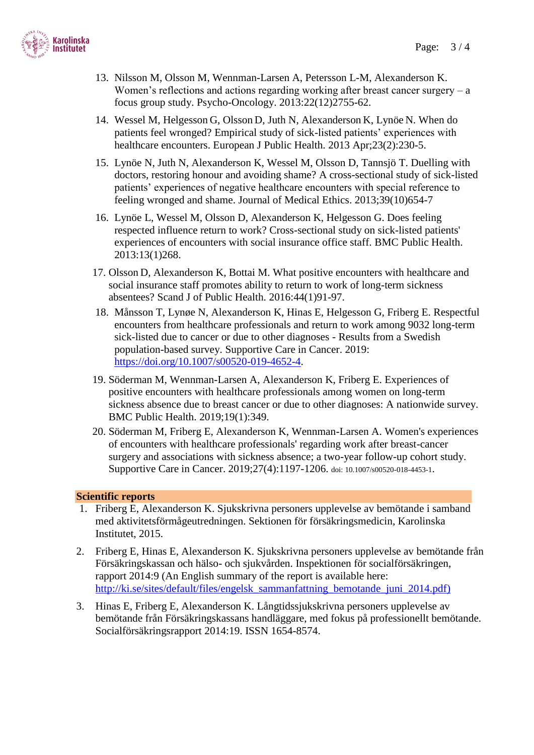13. Nilsson M, Olsson M, Wennman-Larsen A, Petersson L-M, Alexanderson K. Women's reflections and actions regarding working after breast cancer surgery – a focus group study. Psycho-Oncology. 2013:22(12)2755-62.
14. Wessel M, Helgesson G, Olsson D, Juth N, Alexanderson K, Lynöe N. When do patients feel wronged? Empirical study of sick-listed patients' experiences with healthcare encounters. European J Public Health. 2013 Apr;23(2):230-5.
15. Lynöe N, Juth N, Alexanderson K, Wessel M, Olsson D, Tannsjö T. Duelling with doctors, restoring honour and avoiding shame? A cross-sectional study of sick-listed patients' experiences of negative healthcare encounters with special reference to feeling wronged and shame. Journal of Medical Ethics. 2013;39(10)654-7
16. Lynöe L, Wessel M, Olsson D, Alexanderson K, Helgesson G. Does feeling respected influence return to work? Cross-sectional study on sick-listed patients' experiences of encounters with social insurance office staff. BMC Public Health. 2013:13(1)268.
17. Olsson D, Alexanderson K, Bottai M. What positive encounters with healthcare and social insurance staff promotes ability to return to work of long-term sickness absentees? Scand J of Public Health. 2016:44(1)91-97.
18. Månsson T, Lynøe N, Alexanderson K, Hinas E, Helgesson G, Friberg E. Respectful encounters from healthcare professionals and return to work among 9032 long-term sick-listed due to cancer or due to other diagnoses - Results from a Swedish population-based survey. Supportive Care in Cancer. 2019: https://doi.org/10.1007/s00520-019-4652-4.
19. Söderman M, Wennman-Larsen A, Alexanderson K, Friberg E. Experiences of positive encounters with healthcare professionals among women on long-term sickness absence due to breast cancer or due to other diagnoses: A nationwide survey. BMC Public Health. 2019;19(1):349.
20. Söderman M, Friberg E, Alexanderson K, Wennman-Larsen A. Women's experiences of encounters with healthcare professionals' regarding work after breast-cancer surgery and associations with sickness absence; a two-year follow-up cohort study. Supportive Care in Cancer. 2019;27(4):1197-1206. doi: 10.1007/s00520-018-4453-1.

## Scientific reports

1. Friberg E, Alexanderson K. Sjukskrivna personers upplevelse av bemötande i samband med aktivitetsförmågeutredningen. Sektionen för försäkringsmedicin, Karolinska Institutet, 2015.
2. Friberg E, Hinas E, Alexanderson K. Sjukskrivna personers upplevelse av bemötande från Försäkringskassan och hälso- och sjukvården. Inspektionen för socialförsäkringen, rapport 2014:9 (An English summary of the report is available here: http://ki.se/sites/default/files/engelsk_sammanfattning_bemotande_juni_2014.pdf)
3. Hinas E, Friberg E, Alexanderson K. Långtidssjukskrivna personers upplevelse av bemötande från Försäkringskassans handläggare, med fokus på professionellt bemötande. Socialförsäkringsrapport 2014:19. ISSN 1654-8574.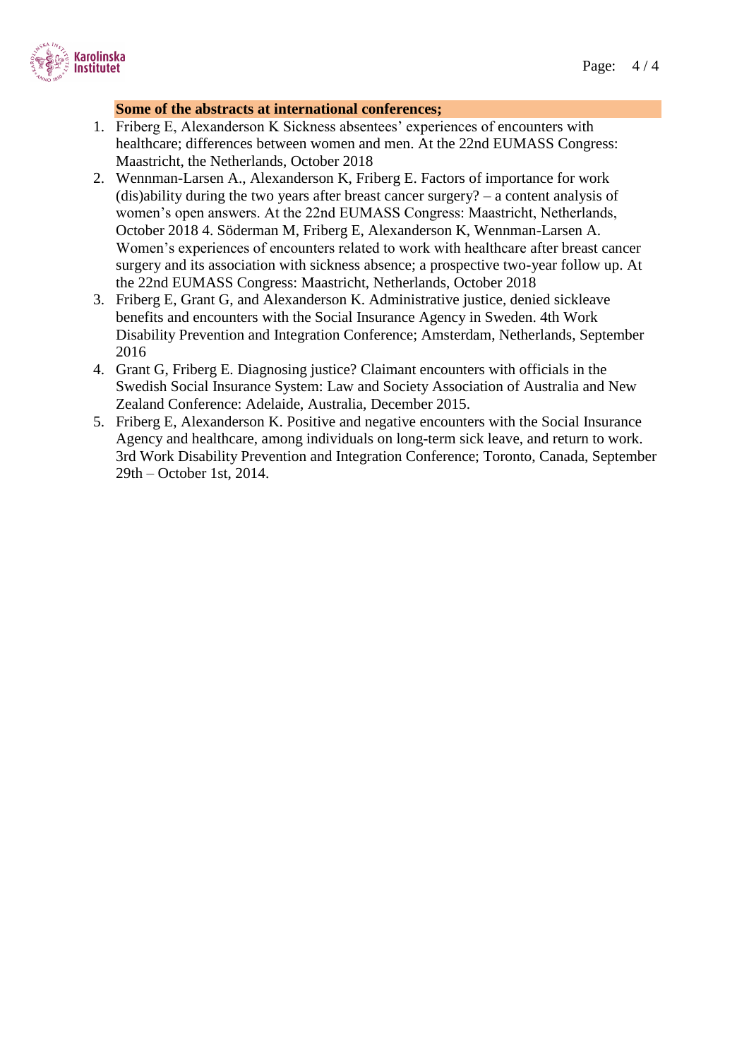**Some of the abstracts at international conferences;**

1. Friberg E, Alexanderson K Sickness absentees' experiences of encounters with healthcare; differences between women and men. At the 22nd EUMASS Congress: Maastricht, the Netherlands, October 2018
2. Wennman-Larsen A., Alexanderson K, Friberg E. Factors of importance for work (dis)ability during the two years after breast cancer surgery? – a content analysis of women's open answers. At the 22nd EUMASS Congress: Maastricht, Netherlands, October 2018 4. Söderman M, Friberg E, Alexanderson K, Wennman-Larsen A. Women's experiences of encounters related to work with healthcare after breast cancer surgery and its association with sickness absence; a prospective two-year follow up. At the 22nd EUMASS Congress: Maastricht, Netherlands, October 2018
3. Friberg E, Grant G, and Alexanderson K. Administrative justice, denied sickleave benefits and encounters with the Social Insurance Agency in Sweden. 4th Work Disability Prevention and Integration Conference; Amsterdam, Netherlands, September 2016
4. Grant G, Friberg E. Diagnosing justice? Claimant encounters with officials in the Swedish Social Insurance System: Law and Society Association of Australia and New Zealand Conference: Adelaide, Australia, December 2015.
5. Friberg E, Alexanderson K. Positive and negative encounters with the Social Insurance Agency and healthcare, among individuals on long-term sick leave, and return to work. 3rd Work Disability Prevention and Integration Conference; Toronto, Canada, September 29th – October 1st, 2014.